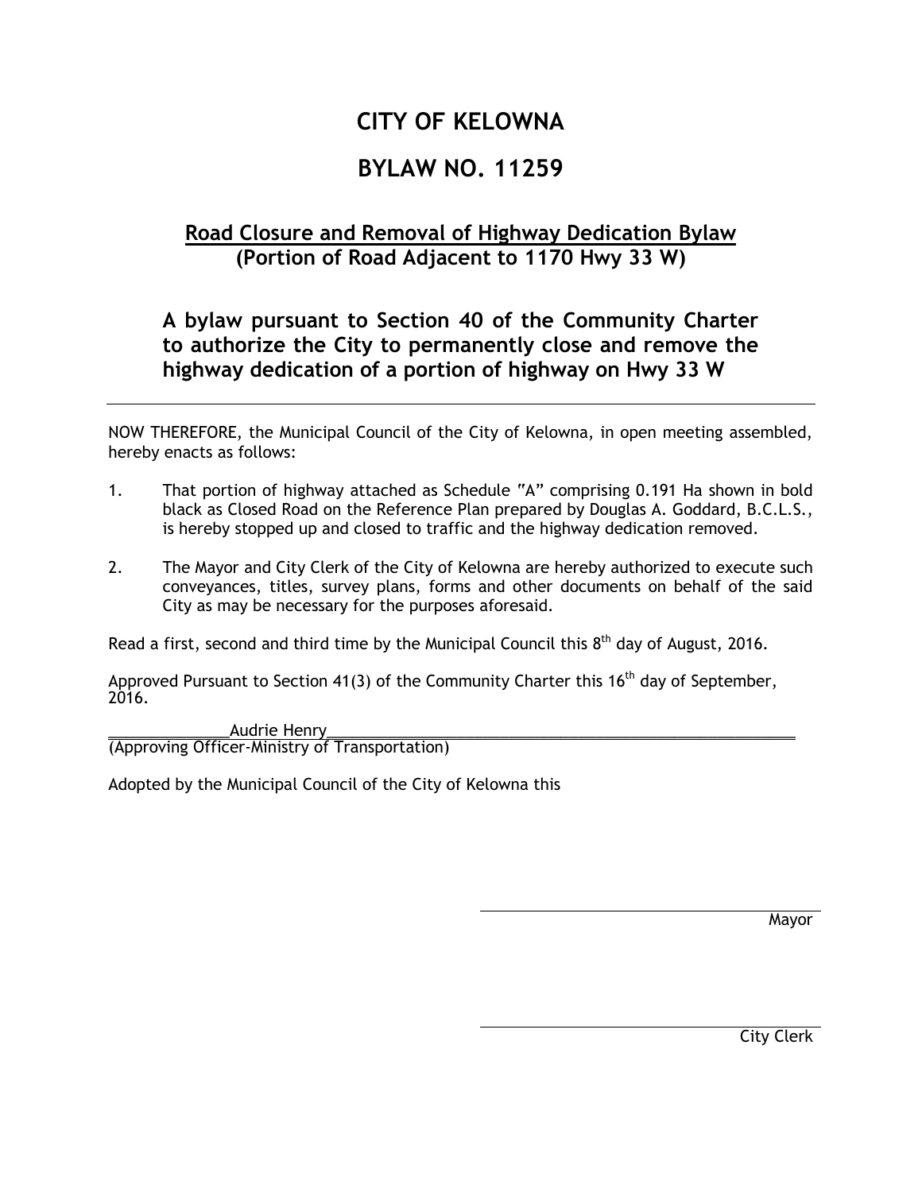# CITY OF KELOWNA

# BYLAW NO. 11259

## Road Closure and Removal of Highway Dedication Bylaw (Portion of Road Adjacent to 1170 Hwy 33 W)

### A bylaw pursuant to Section 40 of the Community Charter to authorize the City to permanently close and remove the highway dedication of a portion of highway on Hwy 33 W

---

NOW THEREFORE, the Municipal Council of the City of Kelowna, in open meeting assembled, hereby enacts as follows:

1. That portion of highway attached as Schedule "A" comprising 0.191 Ha shown in bold black as Closed Road on the Reference Plan prepared by Douglas A. Goddard, B.C.L.S., is hereby stopped up and closed to traffic and the highway dedication removed.

2. The Mayor and City Clerk of the City of Kelowna are hereby authorized to execute such conveyances, titles, survey plans, forms and other documents on behalf of the said City as may be necessary for the purposes aforesaid.

Read a first, second and third time by the Municipal Council this 8th day of August, 2016.

Approved Pursuant to Section 41(3) of the Community Charter this 16th day of September, 2016.

Audrie Henry
(Approving Officer-Ministry of Transportation)

Adopted by the Municipal Council of the City of Kelowna this

Mayor

City Clerk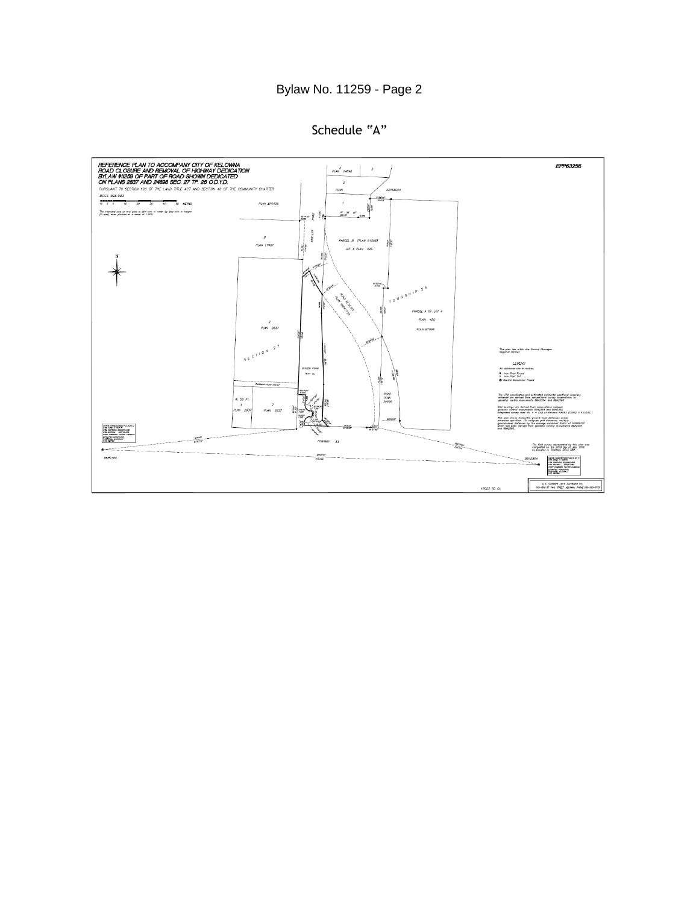Bylaw No. 11259 - Page 2

# Schedule "A"

REFERENCE PLAN TO ACCOMPANY CITY OF KELOWNA ROAD CLOSURE AND REMOVAL OF HIGHWAY DEDICATION BYLAW #11259 OF PART OF ROAD SHOWN DEDICATED ON PLANS 2637 AND 24898 SEC. 27 TP. 26 O.D.Y.D.

PURSUANT TO SECTION 120 OF THE LAND TITLE ACT AND SECTION 40 OF THE COMMUNITY CHARTER

EPP63256

BCGS 82E.083

The intended plot size of this plan is 864 mm in width by 560 mm in height (D size) when plotted at a scale of 1:500.

This plan lies within the Central Okanagan Regional District.

LEGEND

All distances are in metres.

- ● Iron Post Found
- ○ Iron Post Set
- ◉ Control Monument Found

The UTM coordinates and estimated horizontal positional accuracy achieved are derived from conventional survey observations to geodetic control monuments 86H2354 and 86H2360.

Grid bearings are derived from observations between geodetic control monuments 86H2354 and 86H2360. Integrated survey area No. 4 – City of Kelowna NAD83 (CSRS) V 4.0.0.BC.1

This plan shows horizontal ground-level distances unless otherwise specified. To compute grid distances, multiply ground-level distances by the average combined factor of 0.9996100 which has been derived from geodetic control monuments 86H2354 and 86H2360.

The field survey represented by this plan was completed on the 22nd day of July, 2016. by Douglas A. Goddard, BCLS 580.

D.A. Goddard Land Surveying Inc. 113–1356 ST. PAUL STREET KELOWNA PHONE 250-763-3733

17023 RD CL